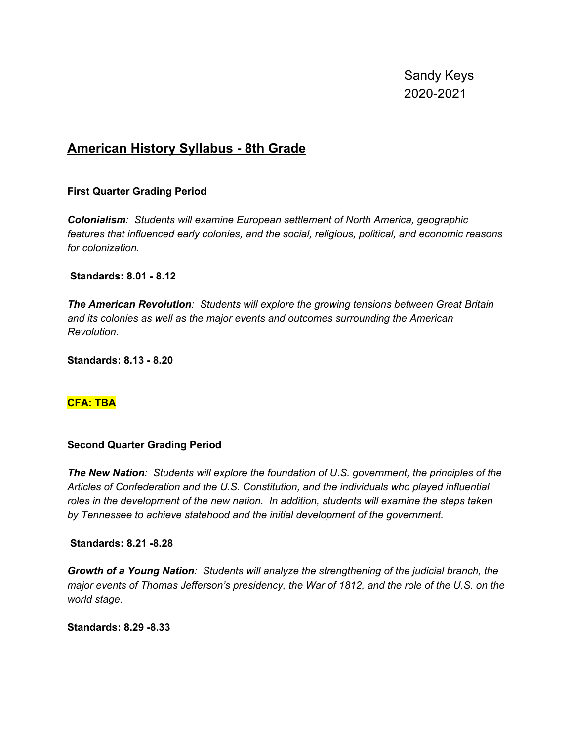Sandy Keys
2020-2021

# American History Syllabus - 8th Grade

**First Quarter Grading Period**

***Colonialism****: Students will examine European settlement of North America, geographic features that influenced early colonies, and the social, religious, political, and economic reasons for colonization.*

**Standards: 8.01 - 8.12**

***The American Revolution****: Students will explore the growing tensions between Great Britain and its colonies as well as the major events and outcomes surrounding the American Revolution.*

**Standards: 8.13 - 8.20**

**CFA: TBA**

**Second Quarter Grading Period**

***The New Nation****: Students will explore the foundation of U.S. government, the principles of the Articles of Confederation and the U.S. Constitution, and the individuals who played influential roles in the development of the new nation. In addition, students will examine the steps taken by Tennessee to achieve statehood and the initial development of the government.*

**Standards: 8.21 -8.28**

***Growth of a Young Nation****: Students will analyze the strengthening of the judicial branch, the major events of Thomas Jefferson's presidency, the War of 1812, and the role of the U.S. on the world stage.*

**Standards: 8.29 -8.33**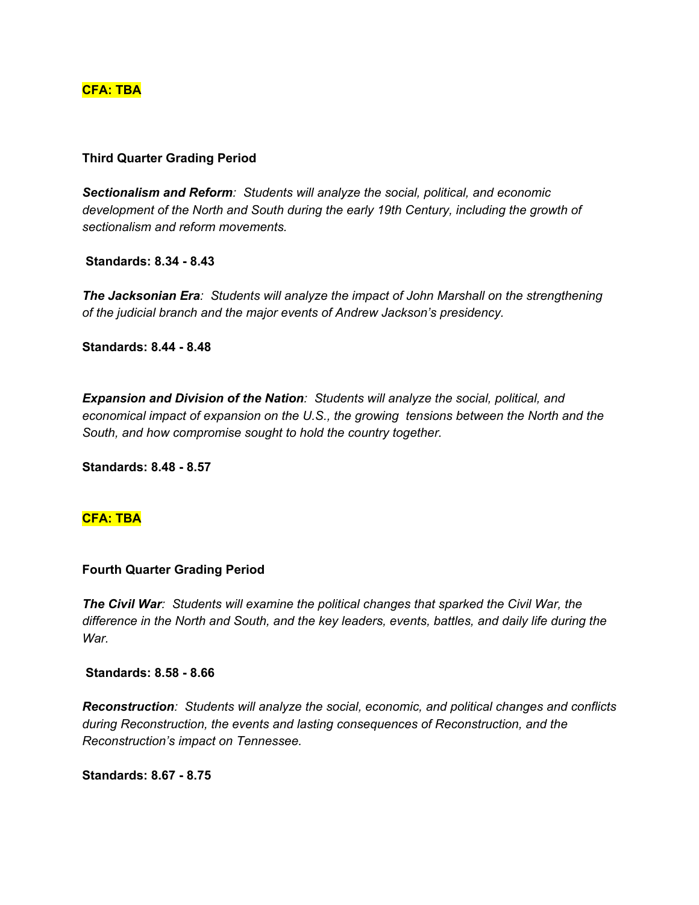**CFA: TBA**

**Third Quarter Grading Period**

***Sectionalism and Reform****:  Students will analyze the social, political, and economic development of the North and South during the early 19th Century, including the growth of sectionalism and reform movements.*

**Standards: 8.34 - 8.43**

***The Jacksonian Era****:  Students will analyze the impact of John Marshall on the strengthening of the judicial branch and the major events of Andrew Jackson's presidency.*

**Standards: 8.44 - 8.48**

***Expansion and Division of the Nation****:  Students will analyze the social, political, and economical impact of expansion on the U.S., the growing  tensions between the North and the South, and how compromise sought to hold the country together.*

**Standards: 8.48 - 8.57**

**CFA: TBA**

**Fourth Quarter Grading Period**

***The Civil War****:  Students will examine the political changes that sparked the Civil War, the difference in the North and South, and the key leaders, events, battles, and daily life during the War.*

**Standards: 8.58 - 8.66**

***Reconstruction****:  Students will analyze the social, economic, and political changes and conflicts during Reconstruction, the events and lasting consequences of Reconstruction, and the Reconstruction's impact on Tennessee.*

**Standards: 8.67 - 8.75**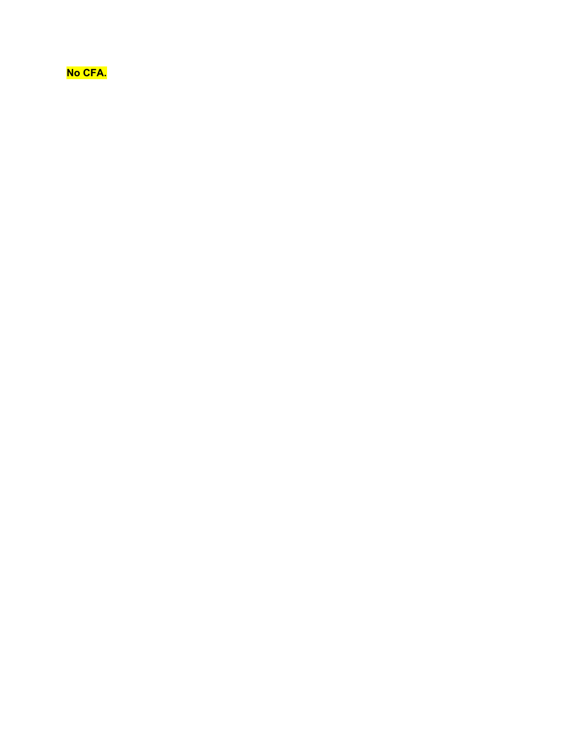**No CFA.**